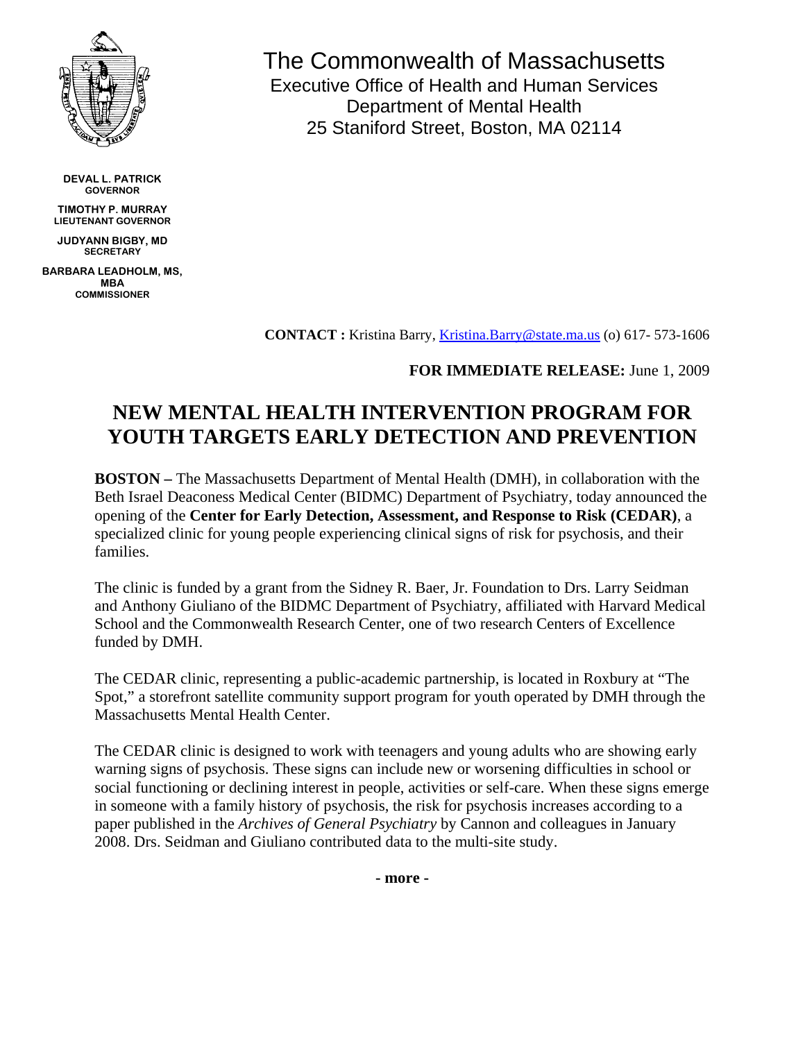The Commonwealth of Massachusetts
Executive Office of Health and Human Services
Department of Mental Health
25 Staniford Street, Boston, MA 02114

**DEVAL L. PATRICK**
**GOVERNOR**

**TIMOTHY P. MURRAY**
**LIEUTENANT GOVERNOR**

**JUDYANN BIGBY, MD**
**SECRETARY**

**BARBARA LEADHOLM, MS, MBA**
**COMMISSIONER**

**CONTACT :** Kristina Barry, Kristina.Barry@state.ma.us (o) 617- 573-1606

**FOR IMMEDIATE RELEASE:** June 1, 2009

# NEW MENTAL HEALTH INTERVENTION PROGRAM FOR YOUTH TARGETS EARLY DETECTION AND PREVENTION

**BOSTON –** The Massachusetts Department of Mental Health (DMH), in collaboration with the Beth Israel Deaconess Medical Center (BIDMC) Department of Psychiatry, today announced the opening of the **Center for Early Detection, Assessment, and Response to Risk (CEDAR)**, a specialized clinic for young people experiencing clinical signs of risk for psychosis, and their families.

The clinic is funded by a grant from the Sidney R. Baer, Jr. Foundation to Drs. Larry Seidman and Anthony Giuliano of the BIDMC Department of Psychiatry, affiliated with Harvard Medical School and the Commonwealth Research Center, one of two research Centers of Excellence funded by DMH.

The CEDAR clinic, representing a public-academic partnership, is located in Roxbury at "The Spot," a storefront satellite community support program for youth operated by DMH through the Massachusetts Mental Health Center.

The CEDAR clinic is designed to work with teenagers and young adults who are showing early warning signs of psychosis. These signs can include new or worsening difficulties in school or social functioning or declining interest in people, activities or self-care. When these signs emerge in someone with a family history of psychosis, the risk for psychosis increases according to a paper published in the *Archives of General Psychiatry* by Cannon and colleagues in January 2008. Drs. Seidman and Giuliano contributed data to the multi-site study.

**- more -**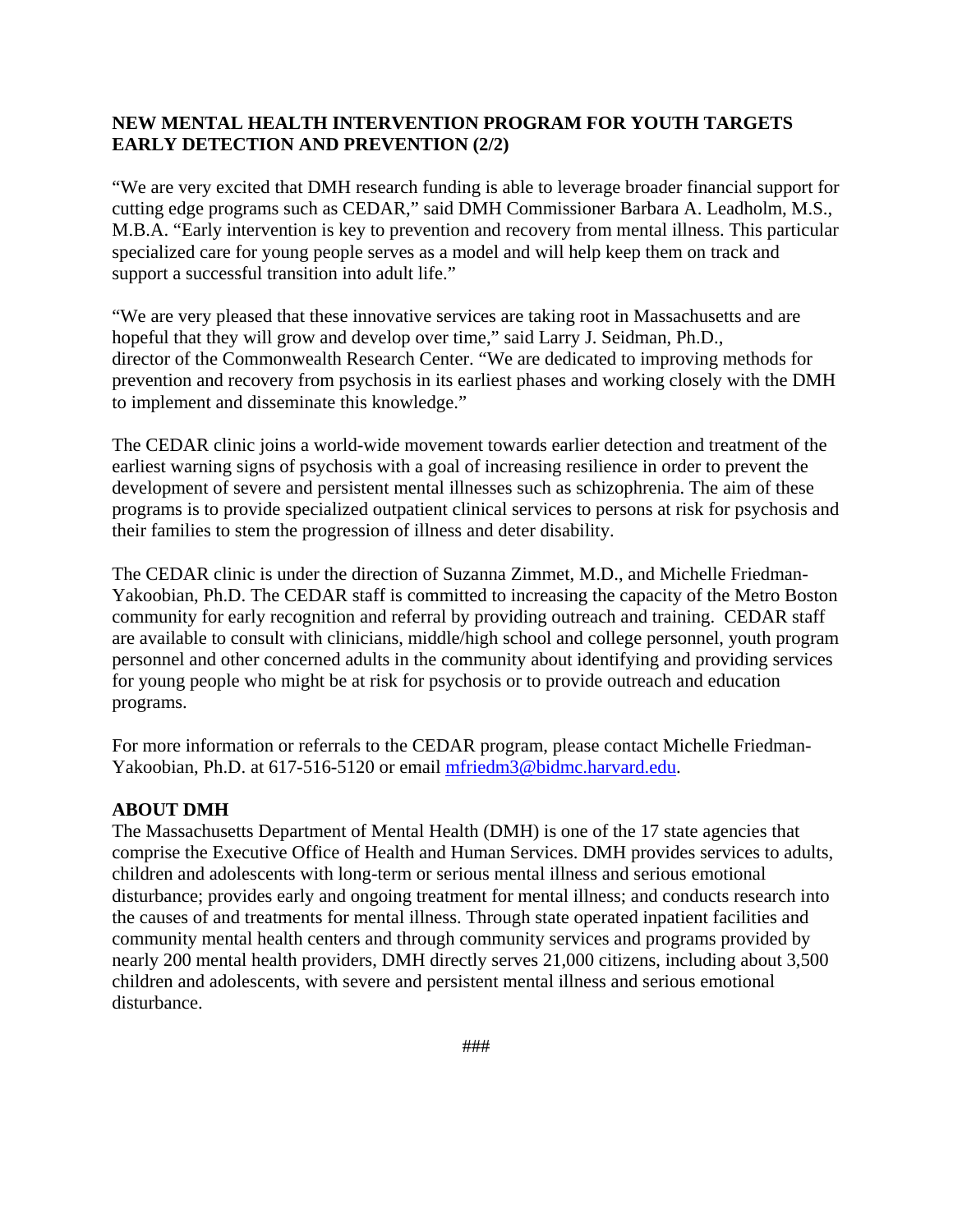**NEW MENTAL HEALTH INTERVENTION PROGRAM FOR YOUTH TARGETS EARLY DETECTION AND PREVENTION (2/2)**

"We are very excited that DMH research funding is able to leverage broader financial support for cutting edge programs such as CEDAR," said DMH Commissioner Barbara A. Leadholm, M.S., M.B.A. "Early intervention is key to prevention and recovery from mental illness. This particular specialized care for young people serves as a model and will help keep them on track and support a successful transition into adult life."

"We are very pleased that these innovative services are taking root in Massachusetts and are hopeful that they will grow and develop over time," said Larry J. Seidman, Ph.D., director of the Commonwealth Research Center. "We are dedicated to improving methods for prevention and recovery from psychosis in its earliest phases and working closely with the DMH to implement and disseminate this knowledge."

The CEDAR clinic joins a world-wide movement towards earlier detection and treatment of the earliest warning signs of psychosis with a goal of increasing resilience in order to prevent the development of severe and persistent mental illnesses such as schizophrenia. The aim of these programs is to provide specialized outpatient clinical services to persons at risk for psychosis and their families to stem the progression of illness and deter disability.

The CEDAR clinic is under the direction of Suzanna Zimmet, M.D., and Michelle Friedman-Yakoobian, Ph.D. The CEDAR staff is committed to increasing the capacity of the Metro Boston community for early recognition and referral by providing outreach and training. CEDAR staff are available to consult with clinicians, middle/high school and college personnel, youth program personnel and other concerned adults in the community about identifying and providing services for young people who might be at risk for psychosis or to provide outreach and education programs.

For more information or referrals to the CEDAR program, please contact Michelle Friedman-Yakoobian, Ph.D. at 617-516-5120 or email mfriedm3@bidmc.harvard.edu.

**ABOUT DMH**

The Massachusetts Department of Mental Health (DMH) is one of the 17 state agencies that comprise the Executive Office of Health and Human Services. DMH provides services to adults, children and adolescents with long-term or serious mental illness and serious emotional disturbance; provides early and ongoing treatment for mental illness; and conducts research into the causes of and treatments for mental illness. Through state operated inpatient facilities and community mental health centers and through community services and programs provided by nearly 200 mental health providers, DMH directly serves 21,000 citizens, including about 3,500 children and adolescents, with severe and persistent mental illness and serious emotional disturbance.

###